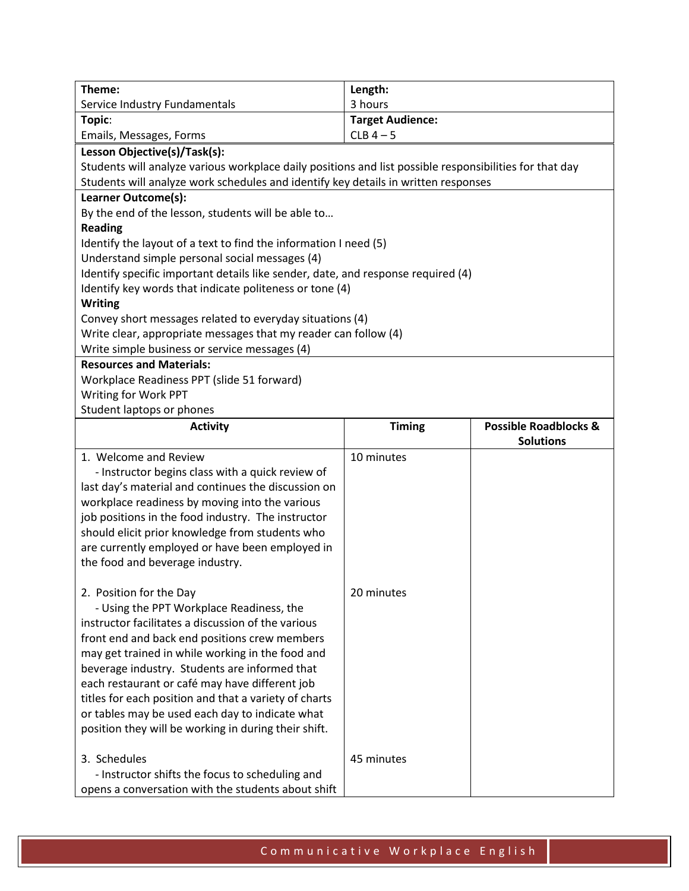| **Theme:** | **Length:** |
|---|---|
| Service Industry Fundamentals | 3 hours |
| **Topic:** | **Target Audience:** |
| Emails, Messages, Forms | CLB 4 – 5 |

**Lesson Objective(s)/Task(s):**

Students will analyze various workplace daily positions and list possible responsibilities for that day

Students will analyze work schedules and identify key details in written responses

**Learner Outcome(s):**

By the end of the lesson, students will be able to…

**Reading**

Identify the layout of a text to find the information I need (5)

Understand simple personal social messages (4)

Identify specific important details like sender, date, and response required (4)

Identify key words that indicate politeness or tone (4)

**Writing**

Convey short messages related to everyday situations (4)

Write clear, appropriate messages that my reader can follow (4)

Write simple business or service messages (4)

**Resources and Materials:**

Workplace Readiness PPT (slide 51 forward)

Writing for Work PPT

Student laptops or phones

| **Activity** | **Timing** | **Possible Roadblocks & Solutions** |
|---|---|---|
| 1. Welcome and Review<br>- Instructor begins class with a quick review of last day's material and continues the discussion on workplace readiness by moving into the various job positions in the food industry. The instructor should elicit prior knowledge from students who are currently employed or have been employed in the food and beverage industry. | 10 minutes | |
| 2. Position for the Day<br>- Using the PPT Workplace Readiness, the instructor facilitates a discussion of the various front end and back end positions crew members may get trained in while working in the food and beverage industry. Students are informed that each restaurant or café may have different job titles for each position and that a variety of charts or tables may be used each day to indicate what position they will be working in during their shift. | 20 minutes | |
| 3. Schedules<br>- Instructor shifts the focus to scheduling and opens a conversation with the students about shift | 45 minutes | |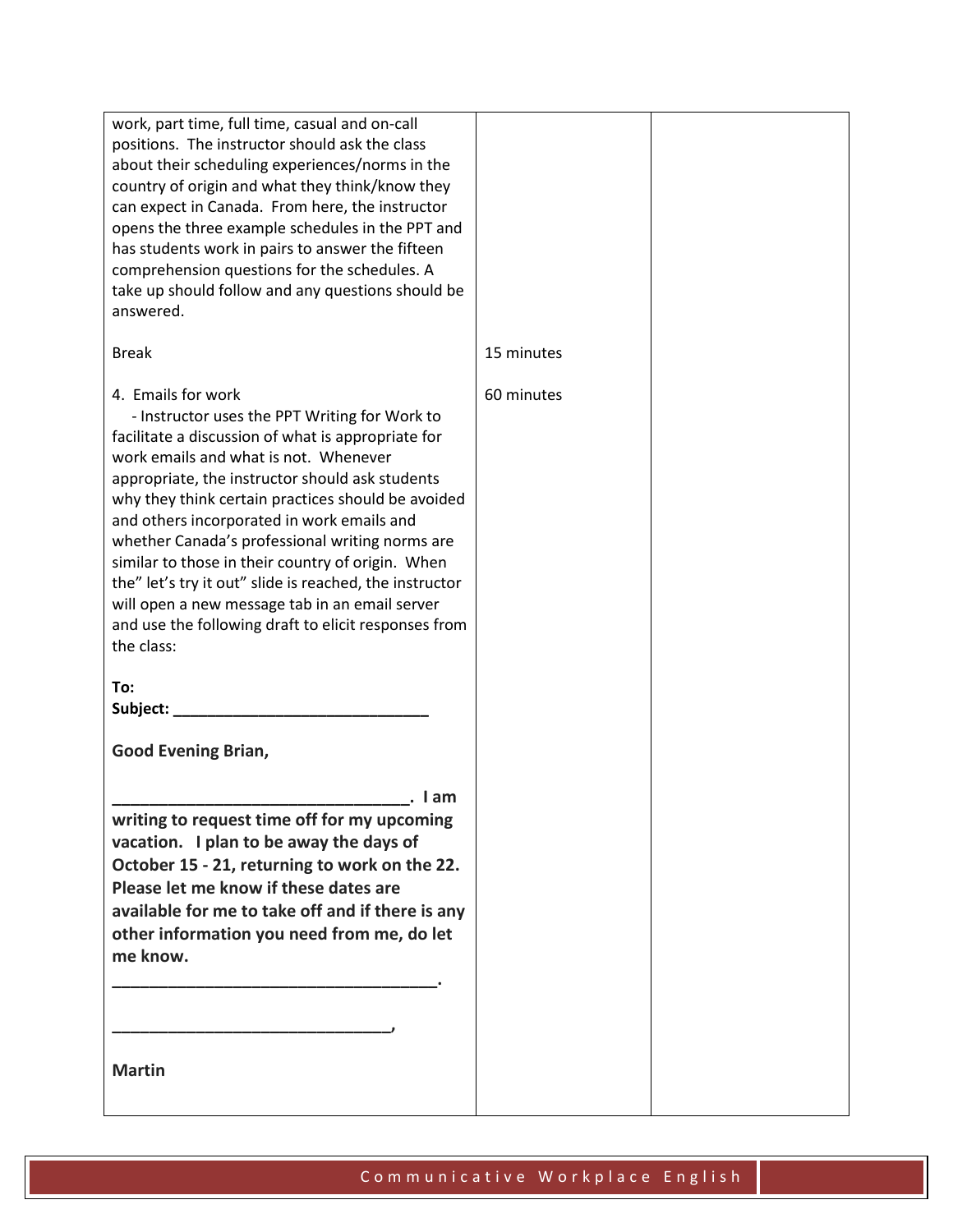| | | |
|---|---|---|
| work, part time, full time, casual and on-call positions. The instructor should ask the class about their scheduling experiences/norms in the country of origin and what they think/know they can expect in Canada. From here, the instructor opens the three example schedules in the PPT and has students work in pairs to answer the fifteen comprehension questions for the schedules. A take up should follow and any questions should be answered. | | |
| Break | 15 minutes | |
| 4. Emails for work<br>- Instructor uses the PPT Writing for Work to facilitate a discussion of what is appropriate for work emails and what is not. Whenever appropriate, the instructor should ask students why they think certain practices should be avoided and others incorporated in work emails and whether Canada's professional writing norms are similar to those in their country of origin. When the" let's try it out" slide is reached, the instructor will open a new message tab in an email server and use the following draft to elicit responses from the class:<br><br>**To:**<br>**Subject: _____________________________**<br><br>**Good Evening Brian,**<br><br>**________________________________. I am writing to request time off for my upcoming vacation. I plan to be away the days of October 15 - 21, returning to work on the 22. Please let me know if these dates are available for me to take off and if there is any other information you need from me, do let me know.**<br>**____________________________________.**<br><br>**_______________________________,**<br><br>**Martin** | 60 minutes | |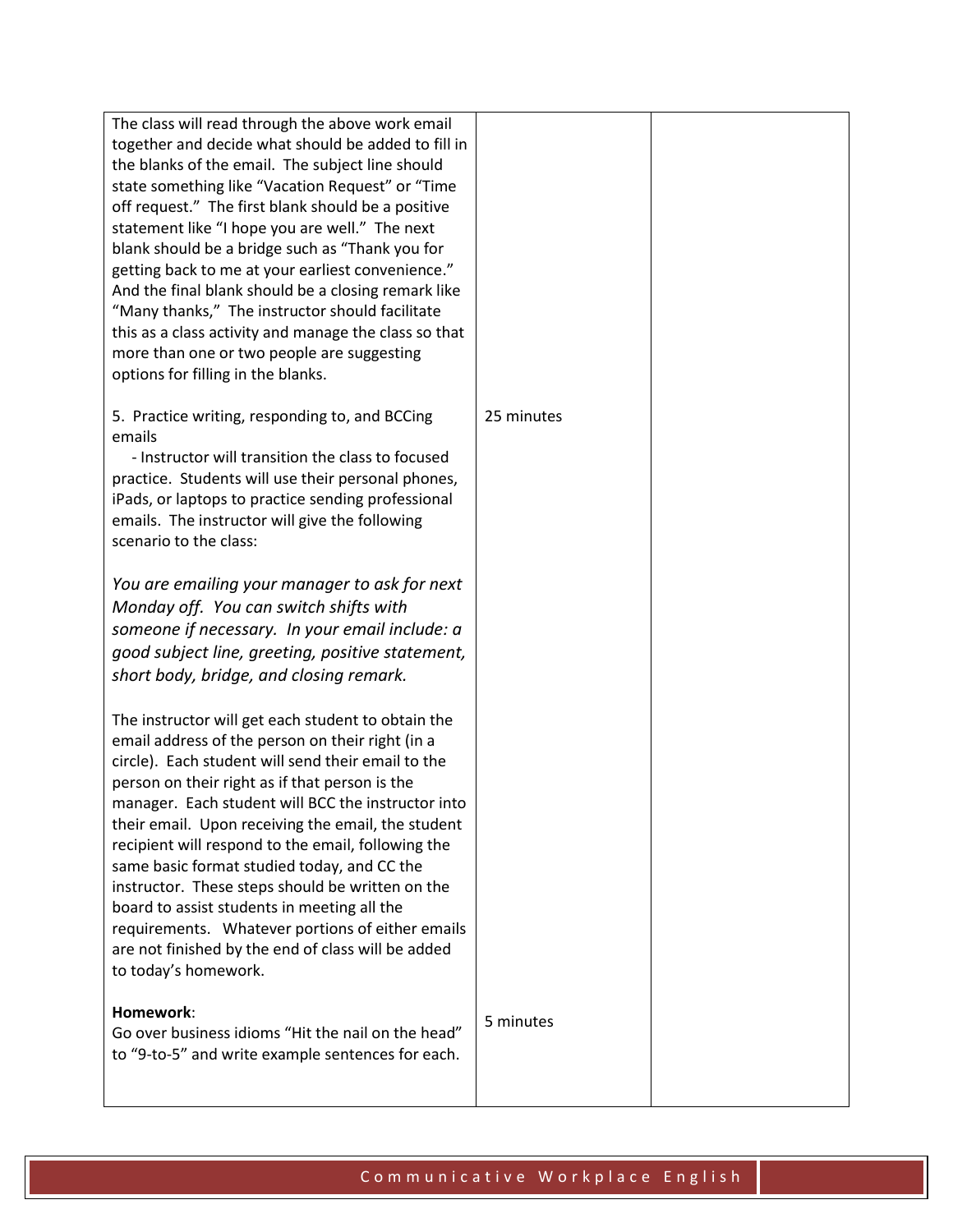| | | |
|---|---|---|
| The class will read through the above work email together and decide what should be added to fill in the blanks of the email. The subject line should state something like "Vacation Request" or "Time off request." The first blank should be a positive statement like "I hope you are well." The next blank should be a bridge such as "Thank you for getting back to me at your earliest convenience." And the final blank should be a closing remark like "Many thanks," The instructor should facilitate this as a class activity and manage the class so that more than one or two people are suggesting options for filling in the blanks. | | |
| 5. Practice writing, responding to, and BCCing emails<br>- Instructor will transition the class to focused practice. Students will use their personal phones, iPads, or laptops to practice sending professional emails. The instructor will give the following scenario to the class:<br><br>*You are emailing your manager to ask for next Monday off. You can switch shifts with someone if necessary. In your email include: a good subject line, greeting, positive statement, short body, bridge, and closing remark.*<br><br>The instructor will get each student to obtain the email address of the person on their right (in a circle). Each student will send their email to the person on their right as if that person is the manager. Each student will BCC the instructor into their email. Upon receiving the email, the student recipient will respond to the email, following the same basic format studied today, and CC the instructor. These steps should be written on the board to assist students in meeting all the requirements. Whatever portions of either emails are not finished by the end of class will be added to today's homework. | 25 minutes | |
| **Homework**:<br>Go over business idioms "Hit the nail on the head" to "9-to-5" and write example sentences for each. | 5 minutes | |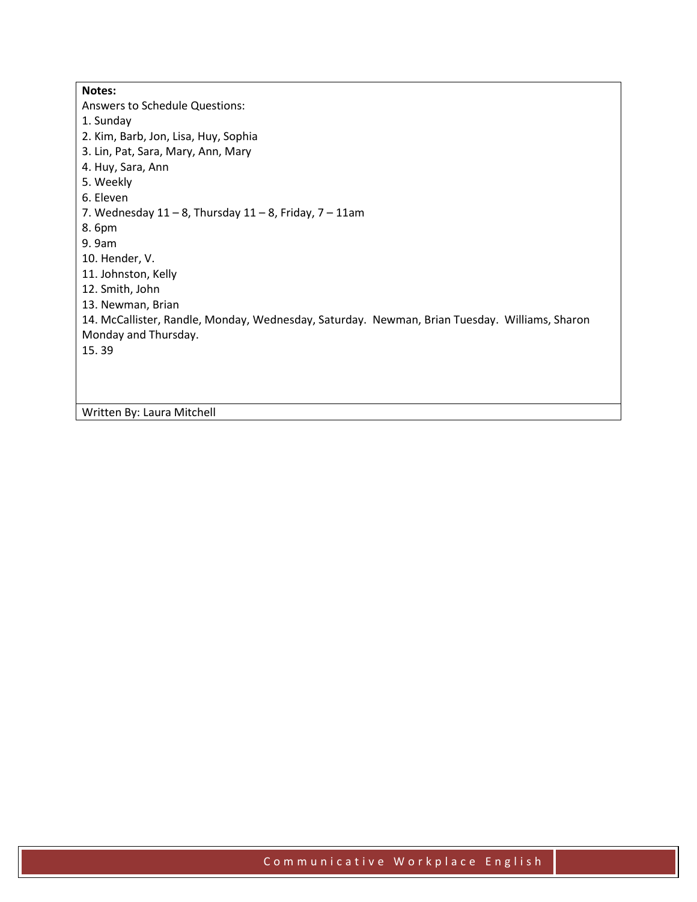**Notes:**

Answers to Schedule Questions:

1. Sunday
2. Kim, Barb, Jon, Lisa, Huy, Sophia
3. Lin, Pat, Sara, Mary, Ann, Mary
4. Huy, Sara, Ann
5. Weekly
6. Eleven
7. Wednesday 11 – 8, Thursday 11 – 8, Friday, 7 – 11am
8. 6pm
9. 9am
10. Hender, V.
11. Johnston, Kelly
12. Smith, John
13. Newman, Brian
14. McCallister, Randle, Monday, Wednesday, Saturday. Newman, Brian Tuesday. Williams, Sharon Monday and Thursday.
15. 39

Written By: Laura Mitchell